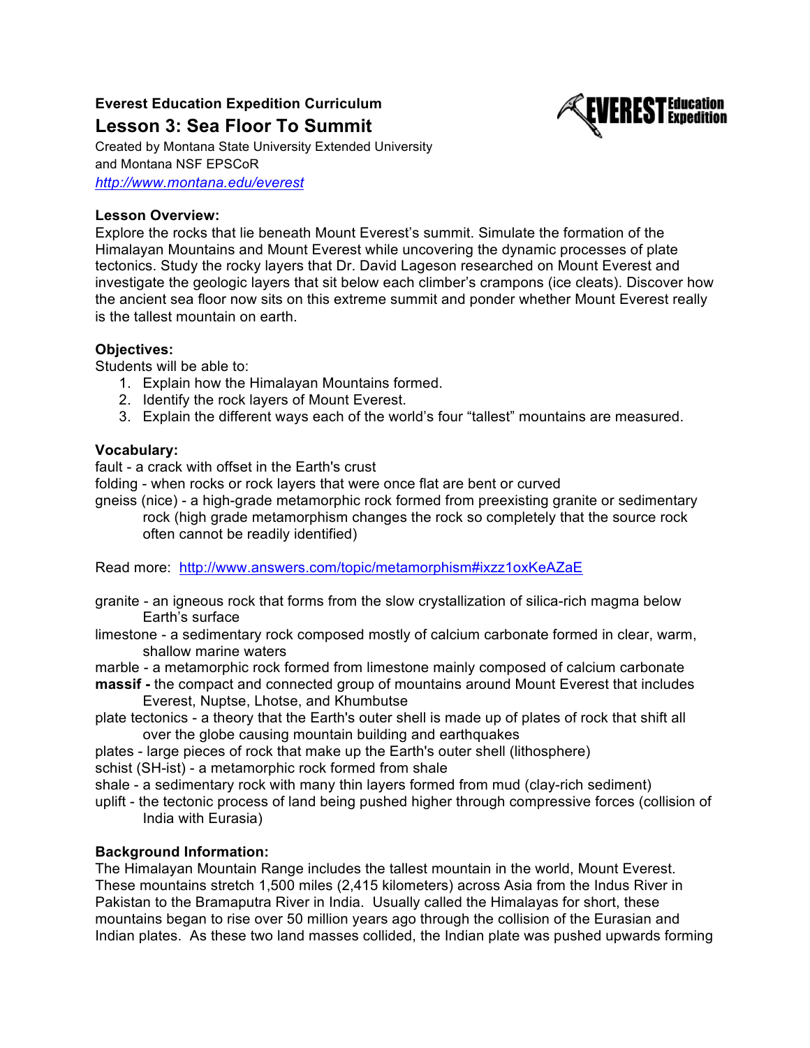**Everest Education Expedition Curriculum**

# Lesson 3: Sea Floor To Summit

Created by Montana State University Extended University
and Montana NSF EPSCoR
*http://www.montana.edu/everest*

**Lesson Overview:**
Explore the rocks that lie beneath Mount Everest's summit. Simulate the formation of the Himalayan Mountains and Mount Everest while uncovering the dynamic processes of plate tectonics. Study the rocky layers that Dr. David Lageson researched on Mount Everest and investigate the geologic layers that sit below each climber's crampons (ice cleats). Discover how the ancient sea floor now sits on this extreme summit and ponder whether Mount Everest really is the tallest mountain on earth.

**Objectives:**
Students will be able to:

1. Explain how the Himalayan Mountains formed.
2. Identify the rock layers of Mount Everest.
3. Explain the different ways each of the world's four "tallest" mountains are measured.

**Vocabulary:**
fault - a crack with offset in the Earth's crust
folding - when rocks or rock layers that were once flat are bent or curved
gneiss (nice) - a high-grade metamorphic rock formed from preexisting granite or sedimentary rock (high grade metamorphism changes the rock so completely that the source rock often cannot be readily identified)

Read more: http://www.answers.com/topic/metamorphism#ixzz1oxKeAZaE

granite - an igneous rock that forms from the slow crystallization of silica-rich magma below Earth's surface
limestone - a sedimentary rock composed mostly of calcium carbonate formed in clear, warm, shallow marine waters
marble - a metamorphic rock formed from limestone mainly composed of calcium carbonate
**massif -** the compact and connected group of mountains around Mount Everest that includes Everest, Nuptse, Lhotse, and Khumbutse
plate tectonics - a theory that the Earth's outer shell is made up of plates of rock that shift all over the globe causing mountain building and earthquakes
plates - large pieces of rock that make up the Earth's outer shell (lithosphere)
schist (SH-ist) - a metamorphic rock formed from shale
shale - a sedimentary rock with many thin layers formed from mud (clay-rich sediment)
uplift - the tectonic process of land being pushed higher through compressive forces (collision of India with Eurasia)

**Background Information:**
The Himalayan Mountain Range includes the tallest mountain in the world, Mount Everest. These mountains stretch 1,500 miles (2,415 kilometers) across Asia from the Indus River in Pakistan to the Bramaputra River in India. Usually called the Himalayas for short, these mountains began to rise over 50 million years ago through the collision of the Eurasian and Indian plates. As these two land masses collided, the Indian plate was pushed upwards forming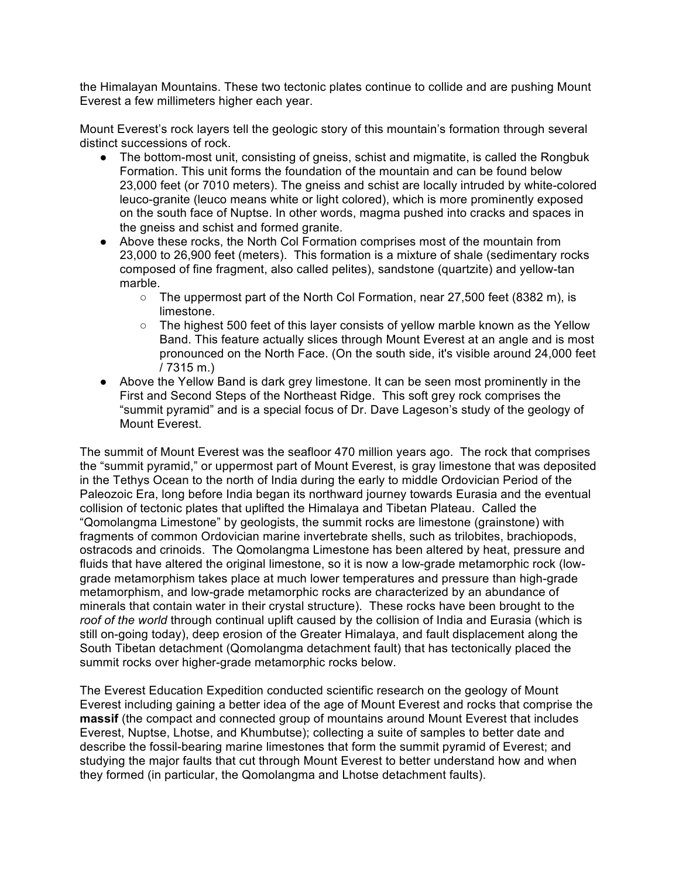the Himalayan Mountains. These two tectonic plates continue to collide and are pushing Mount Everest a few millimeters higher each year.

Mount Everest's rock layers tell the geologic story of this mountain's formation through several distinct successions of rock.

- The bottom-most unit, consisting of gneiss, schist and migmatite, is called the Rongbuk Formation. This unit forms the foundation of the mountain and can be found below 23,000 feet (or 7010 meters). The gneiss and schist are locally intruded by white-colored leuco-granite (leuco means white or light colored), which is more prominently exposed on the south face of Nuptse. In other words, magma pushed into cracks and spaces in the gneiss and schist and formed granite.
- Above these rocks, the North Col Formation comprises most of the mountain from 23,000 to 26,900 feet (meters). This formation is a mixture of shale (sedimentary rocks composed of fine fragment, also called pelites), sandstone (quartzite) and yellow-tan marble.
    - The uppermost part of the North Col Formation, near 27,500 feet (8382 m), is limestone.
    - The highest 500 feet of this layer consists of yellow marble known as the Yellow Band. This feature actually slices through Mount Everest at an angle and is most pronounced on the North Face. (On the south side, it's visible around 24,000 feet / 7315 m.)
- Above the Yellow Band is dark grey limestone. It can be seen most prominently in the First and Second Steps of the Northeast Ridge. This soft grey rock comprises the "summit pyramid" and is a special focus of Dr. Dave Lageson's study of the geology of Mount Everest.

The summit of Mount Everest was the seafloor 470 million years ago. The rock that comprises the "summit pyramid," or uppermost part of Mount Everest, is gray limestone that was deposited in the Tethys Ocean to the north of India during the early to middle Ordovician Period of the Paleozoic Era, long before India began its northward journey towards Eurasia and the eventual collision of tectonic plates that uplifted the Himalaya and Tibetan Plateau. Called the "Qomolangma Limestone" by geologists, the summit rocks are limestone (grainstone) with fragments of common Ordovician marine invertebrate shells, such as trilobites, brachiopods, ostracods and crinoids. The Qomolangma Limestone has been altered by heat, pressure and fluids that have altered the original limestone, so it is now a low-grade metamorphic rock (low-grade metamorphism takes place at much lower temperatures and pressure than high-grade metamorphism, and low-grade metamorphic rocks are characterized by an abundance of minerals that contain water in their crystal structure). These rocks have been brought to the *roof of the world* through continual uplift caused by the collision of India and Eurasia (which is still on-going today), deep erosion of the Greater Himalaya, and fault displacement along the South Tibetan detachment (Qomolangma detachment fault) that has tectonically placed the summit rocks over higher-grade metamorphic rocks below.

The Everest Education Expedition conducted scientific research on the geology of Mount Everest including gaining a better idea of the age of Mount Everest and rocks that comprise the **massif** (the compact and connected group of mountains around Mount Everest that includes Everest, Nuptse, Lhotse, and Khumbutse); collecting a suite of samples to better date and describe the fossil-bearing marine limestones that form the summit pyramid of Everest; and studying the major faults that cut through Mount Everest to better understand how and when they formed (in particular, the Qomolangma and Lhotse detachment faults).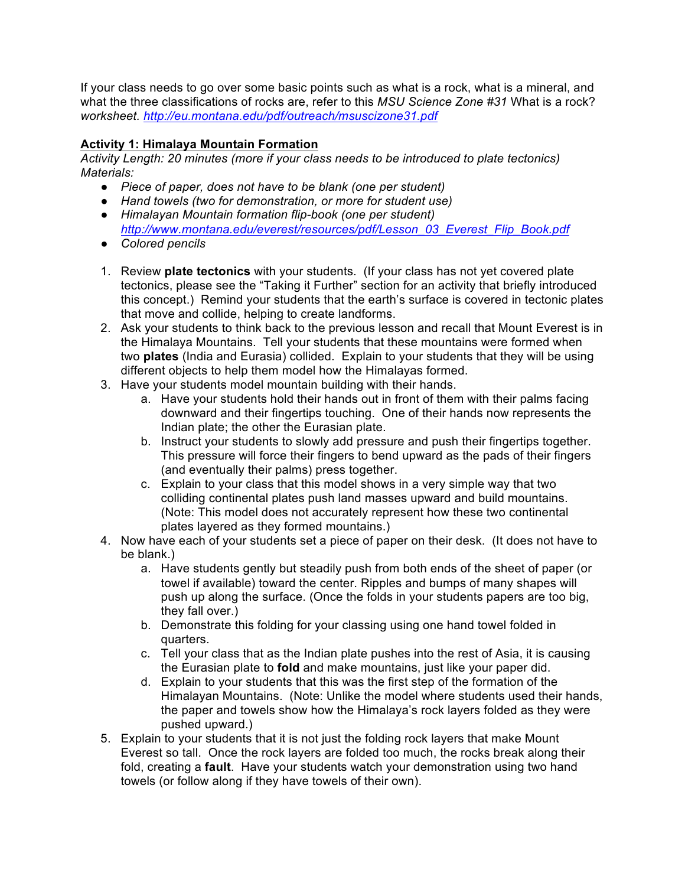If your class needs to go over some basic points such as what is a rock, what is a mineral, and what the three classifications of rocks are, refer to this *MSU Science Zone #31* What is a rock? *worksheet. http://eu.montana.edu/pdf/outreach/msuscizone31.pdf*

## Activity 1: Himalaya Mountain Formation

*Activity Length: 20 minutes (more if your class needs to be introduced to plate tectonics)*
*Materials:*

- *Piece of paper, does not have to be blank (one per student)*
- *Hand towels (two for demonstration, or more for student use)*
- *Himalayan Mountain formation flip-book (one per student) http://www.montana.edu/everest/resources/pdf/Lesson_03_Everest_Flip_Book.pdf*
- *Colored pencils*

1. Review **plate tectonics** with your students. (If your class has not yet covered plate tectonics, please see the "Taking it Further" section for an activity that briefly introduced this concept.) Remind your students that the earth's surface is covered in tectonic plates that move and collide, helping to create landforms.
2. Ask your students to think back to the previous lesson and recall that Mount Everest is in the Himalaya Mountains. Tell your students that these mountains were formed when two **plates** (India and Eurasia) collided. Explain to your students that they will be using different objects to help them model how the Himalayas formed.
3. Have your students model mountain building with their hands.
   a. Have your students hold their hands out in front of them with their palms facing downward and their fingertips touching. One of their hands now represents the Indian plate; the other the Eurasian plate.
   b. Instruct your students to slowly add pressure and push their fingertips together. This pressure will force their fingers to bend upward as the pads of their fingers (and eventually their palms) press together.
   c. Explain to your class that this model shows in a very simple way that two colliding continental plates push land masses upward and build mountains. (Note: This model does not accurately represent how these two continental plates layered as they formed mountains.)
4. Now have each of your students set a piece of paper on their desk. (It does not have to be blank.)
   a. Have students gently but steadily push from both ends of the sheet of paper (or towel if available) toward the center. Ripples and bumps of many shapes will push up along the surface. (Once the folds in your students papers are too big, they fall over.)
   b. Demonstrate this folding for your classing using one hand towel folded in quarters.
   c. Tell your class that as the Indian plate pushes into the rest of Asia, it is causing the Eurasian plate to **fold** and make mountains, just like your paper did.
   d. Explain to your students that this was the first step of the formation of the Himalayan Mountains. (Note: Unlike the model where students used their hands, the paper and towels show how the Himalaya's rock layers folded as they were pushed upward.)
5. Explain to your students that it is not just the folding rock layers that make Mount Everest so tall. Once the rock layers are folded too much, the rocks break along their fold, creating a **fault**. Have your students watch your demonstration using two hand towels (or follow along if they have towels of their own).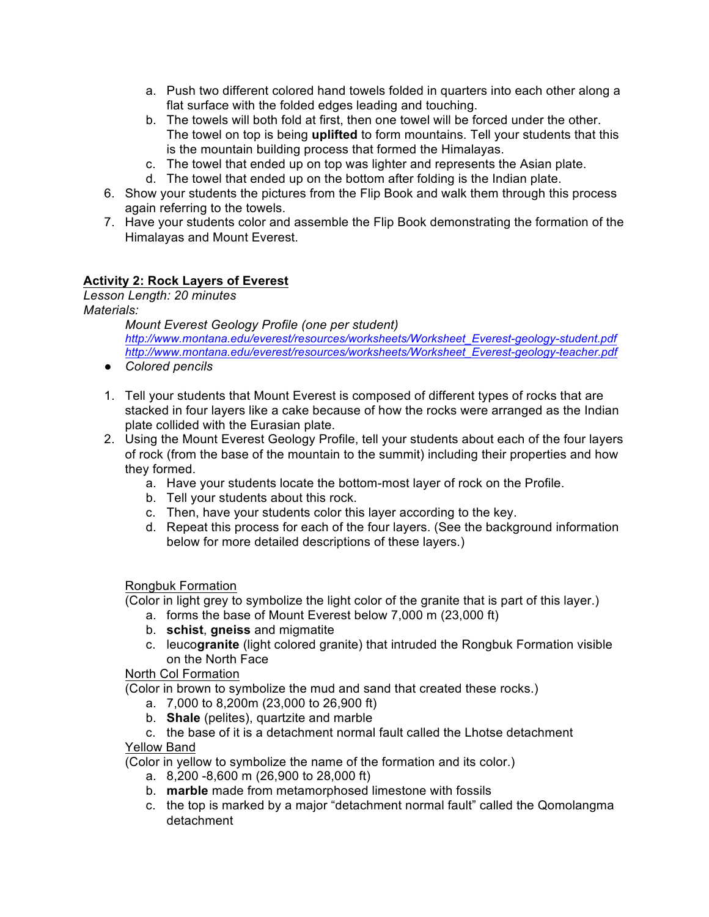a. Push two different colored hand towels folded in quarters into each other along a flat surface with the folded edges leading and touching.
   b. The towels will both fold at first, then one towel will be forced under the other. The towel on top is being **uplifted** to form mountains. Tell your students that this is the mountain building process that formed the Himalayas.
   c. The towel that ended up on top was lighter and represents the Asian plate.
   d. The towel that ended up on the bottom after folding is the Indian plate.
6. Show your students the pictures from the Flip Book and walk them through this process again referring to the towels.
7. Have your students color and assemble the Flip Book demonstrating the formation of the Himalayas and Mount Everest.

### Activity 2: Rock Layers of Everest

*Lesson Length: 20 minutes*
*Materials:*

*Mount Everest Geology Profile (one per student)*
*http://www.montana.edu/everest/resources/worksheets/Worksheet_Everest-geology-student.pdf*
*http://www.montana.edu/everest/resources/worksheets/Worksheet_Everest-geology-teacher.pdf*

- *Colored pencils*

1. Tell your students that Mount Everest is composed of different types of rocks that are stacked in four layers like a cake because of how the rocks were arranged as the Indian plate collided with the Eurasian plate.
2. Using the Mount Everest Geology Profile, tell your students about each of the four layers of rock (from the base of the mountain to the summit) including their properties and how they formed.
   a. Have your students locate the bottom-most layer of rock on the Profile.
   b. Tell your students about this rock.
   c. Then, have your students color this layer according to the key.
   d. Repeat this process for each of the four layers. (See the background information below for more detailed descriptions of these layers.)

Rongbuk Formation
(Color in light grey to symbolize the light color of the granite that is part of this layer.)
   a. forms the base of Mount Everest below 7,000 m (23,000 ft)
   b. **schist**, **gneiss** and migmatite
   c. leuco**granite** (light colored granite) that intruded the Rongbuk Formation visible on the North Face

North Col Formation
(Color in brown to symbolize the mud and sand that created these rocks.)
   a. 7,000 to 8,200m (23,000 to 26,900 ft)
   b. **Shale** (pelites), quartzite and marble
   c. the base of it is a detachment normal fault called the Lhotse detachment

Yellow Band
(Color in yellow to symbolize the name of the formation and its color.)
   a. 8,200 -8,600 m (26,900 to 28,000 ft)
   b. **marble** made from metamorphosed limestone with fossils
   c. the top is marked by a major "detachment normal fault" called the Qomolangma detachment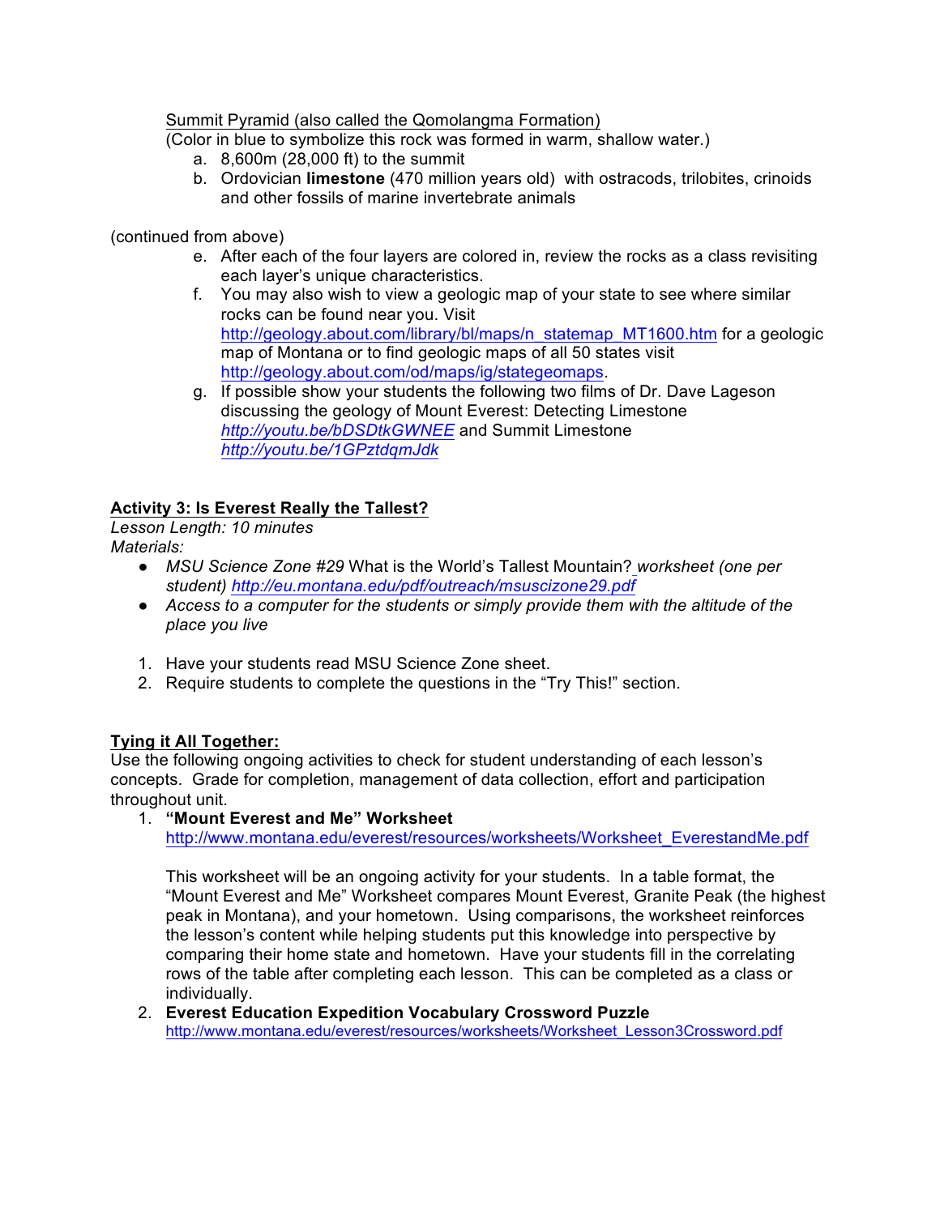Summit Pyramid (also called the Qomolangma Formation)

(Color in blue to symbolize this rock was formed in warm, shallow water.)

a. 8,600m (28,000 ft) to the summit
b. Ordovician **limestone** (470 million years old) with ostracods, trilobites, crinoids and other fossils of marine invertebrate animals

(continued from above)

e. After each of the four layers are colored in, review the rocks as a class revisiting each layer's unique characteristics.
f. You may also wish to view a geologic map of your state to see where similar rocks can be found near you. Visit http://geology.about.com/library/bl/maps/n_statemap_MT1600.htm for a geologic map of Montana or to find geologic maps of all 50 states visit http://geology.about.com/od/maps/ig/stategeomaps.
g. If possible show your students the following two films of Dr. Dave Lageson discussing the geology of Mount Everest: Detecting Limestone *http://youtu.be/bDSDtkGWNEE* and Summit Limestone *http://youtu.be/1GPztdqmJdk*

## Activity 3: Is Everest Really the Tallest?

*Lesson Length: 10 minutes*

*Materials:*

- *MSU Science Zone #29* What is the World's Tallest Mountain? *worksheet (one per student) http://eu.montana.edu/pdf/outreach/msuscizone29.pdf*
- *Access to a computer for the students or simply provide them with the altitude of the place you live*

1. Have your students read MSU Science Zone sheet.
2. Require students to complete the questions in the "Try This!" section.

## Tying it All Together:

Use the following ongoing activities to check for student understanding of each lesson's concepts. Grade for completion, management of data collection, effort and participation throughout unit.

1. **"Mount Everest and Me" Worksheet**
   http://www.montana.edu/everest/resources/worksheets/Worksheet_EverestandMe.pdf

   This worksheet will be an ongoing activity for your students. In a table format, the "Mount Everest and Me" Worksheet compares Mount Everest, Granite Peak (the highest peak in Montana), and your hometown. Using comparisons, the worksheet reinforces the lesson's content while helping students put this knowledge into perspective by comparing their home state and hometown. Have your students fill in the correlating rows of the table after completing each lesson. This can be completed as a class or individually.
2. **Everest Education Expedition Vocabulary Crossword Puzzle**
   http://www.montana.edu/everest/resources/worksheets/Worksheet_Lesson3Crossword.pdf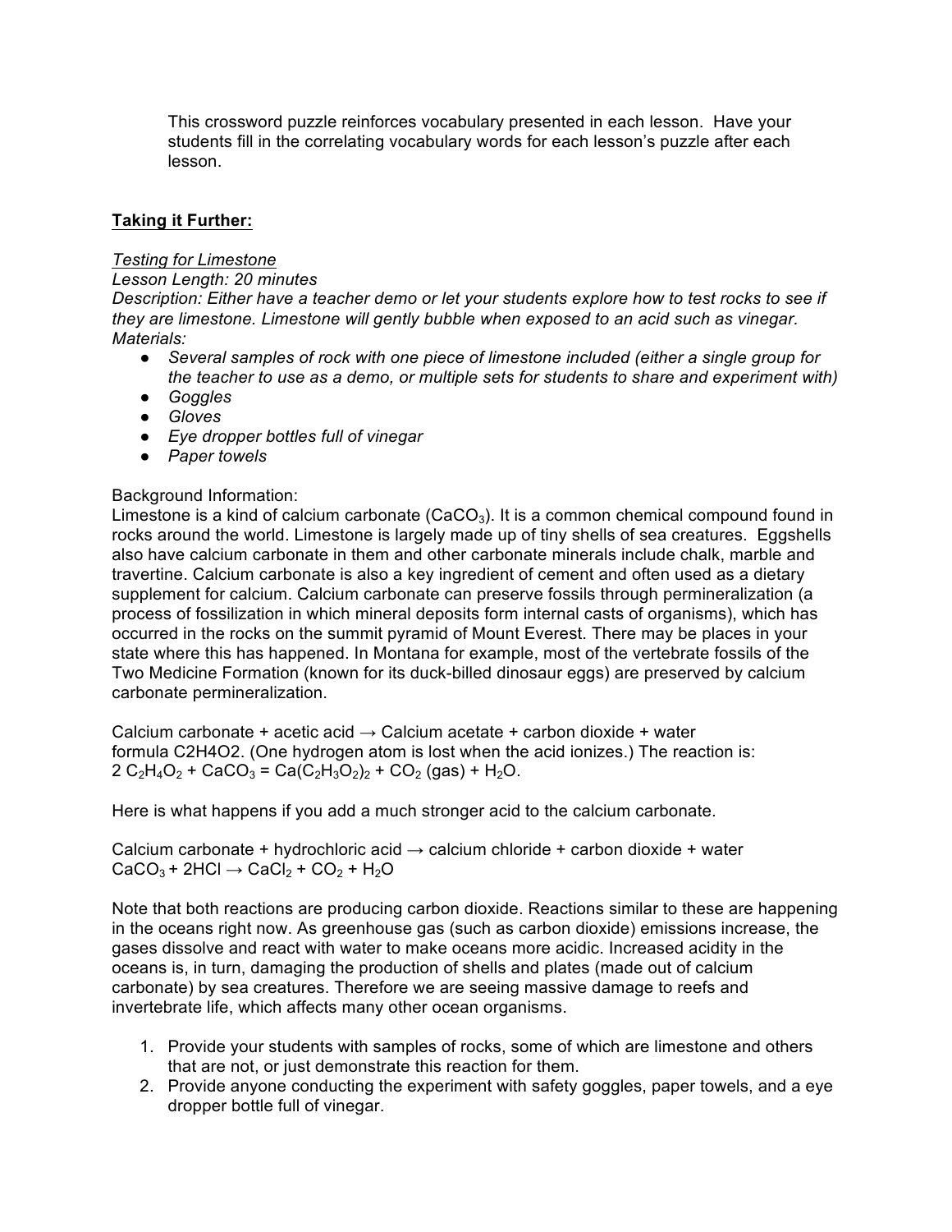This crossword puzzle reinforces vocabulary presented in each lesson. Have your students fill in the correlating vocabulary words for each lesson's puzzle after each lesson.

**Taking it Further:**

*Testing for Limestone*

*Lesson Length: 20 minutes*

*Description: Either have a teacher demo or let your students explore how to test rocks to see if they are limestone. Limestone will gently bubble when exposed to an acid such as vinegar.*

*Materials:*

- *Several samples of rock with one piece of limestone included (either a single group for the teacher to use as a demo, or multiple sets for students to share and experiment with)*
- *Goggles*
- *Gloves*
- *Eye dropper bottles full of vinegar*
- *Paper towels*

Background Information:

Limestone is a kind of calcium carbonate ($CaCO_3$). It is a common chemical compound found in rocks around the world. Limestone is largely made up of tiny shells of sea creatures. Eggshells also have calcium carbonate in them and other carbonate minerals include chalk, marble and travertine. Calcium carbonate is also a key ingredient of cement and often used as a dietary supplement for calcium. Calcium carbonate can preserve fossils through permineralization (a process of fossilization in which mineral deposits form internal casts of organisms), which has occurred in the rocks on the summit pyramid of Mount Everest. There may be places in your state where this has happened. In Montana for example, most of the vertebrate fossils of the Two Medicine Formation (known for its duck-billed dinosaur eggs) are preserved by calcium carbonate permineralization.

Calcium carbonate + acetic acid → Calcium acetate + carbon dioxide + water
formula C2H4O2. (One hydrogen atom is lost when the acid ionizes.) The reaction is:
$2\ C_2H_4O_2 + CaCO_3 = Ca(C_2H_3O_2)_2 + CO_2$ (gas) + $H_2O$.

Here is what happens if you add a much stronger acid to the calcium carbonate.

Calcium carbonate + hydrochloric acid → calcium chloride + carbon dioxide + water
$CaCO_3 + 2HCl \rightarrow CaCl_2 + CO_2 + H_2O$

Note that both reactions are producing carbon dioxide. Reactions similar to these are happening in the oceans right now. As greenhouse gas (such as carbon dioxide) emissions increase, the gases dissolve and react with water to make oceans more acidic. Increased acidity in the oceans is, in turn, damaging the production of shells and plates (made out of calcium carbonate) by sea creatures. Therefore we are seeing massive damage to reefs and invertebrate life, which affects many other ocean organisms.

1. Provide your students with samples of rocks, some of which are limestone and others that are not, or just demonstrate this reaction for them.
2. Provide anyone conducting the experiment with safety goggles, paper towels, and a eye dropper bottle full of vinegar.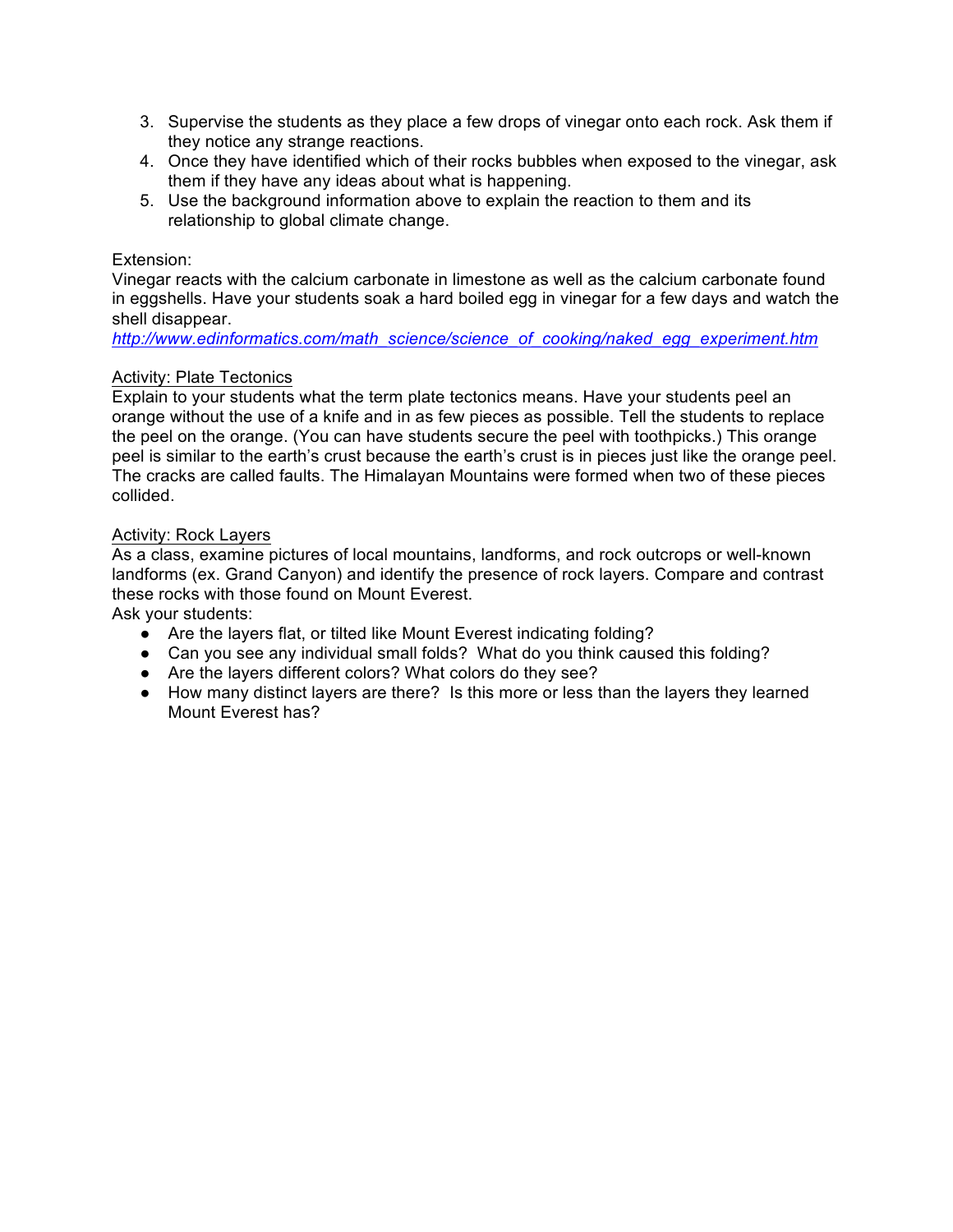3. Supervise the students as they place a few drops of vinegar onto each rock. Ask them if they notice any strange reactions.
4. Once they have identified which of their rocks bubbles when exposed to the vinegar, ask them if they have any ideas about what is happening.
5. Use the background information above to explain the reaction to them and its relationship to global climate change.

Extension:
Vinegar reacts with the calcium carbonate in limestone as well as the calcium carbonate found in eggshells. Have your students soak a hard boiled egg in vinegar for a few days and watch the shell disappear.
*http://www.edinformatics.com/math_science/science_of_cooking/naked_egg_experiment.htm*

Activity: Plate Tectonics
Explain to your students what the term plate tectonics means. Have your students peel an orange without the use of a knife and in as few pieces as possible. Tell the students to replace the peel on the orange. (You can have students secure the peel with toothpicks.) This orange peel is similar to the earth's crust because the earth's crust is in pieces just like the orange peel. The cracks are called faults. The Himalayan Mountains were formed when two of these pieces collided.

Activity: Rock Layers
As a class, examine pictures of local mountains, landforms, and rock outcrops or well-known landforms (ex. Grand Canyon) and identify the presence of rock layers. Compare and contrast these rocks with those found on Mount Everest.
Ask your students:

- Are the layers flat, or tilted like Mount Everest indicating folding?
- Can you see any individual small folds? What do you think caused this folding?
- Are the layers different colors? What colors do they see?
- How many distinct layers are there? Is this more or less than the layers they learned Mount Everest has?